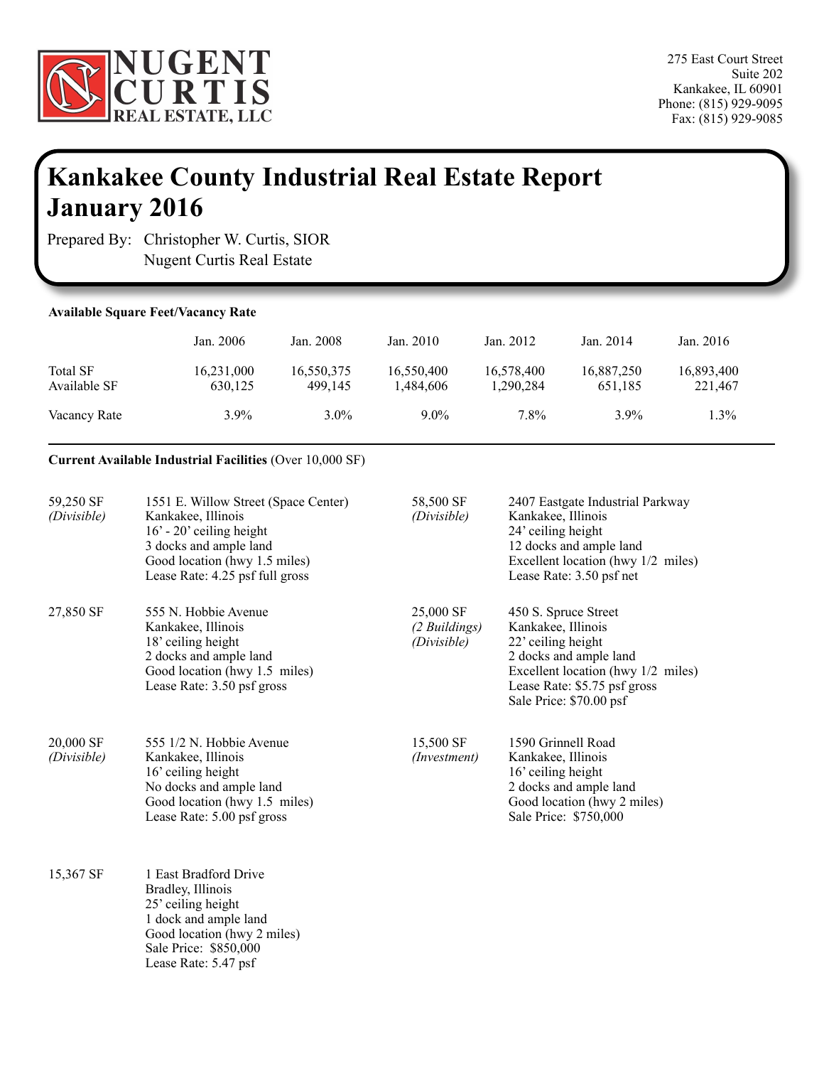**NUGENT CURTIS REAL ESTATE, LLC**

275 East Court Street
Suite 202
Kankakee, IL 60901
Phone: (815) 929-9095
Fax: (815) 929-9085

# Kankakee County Industrial Real Estate Report January 2016

Prepared By: Christopher W. Curtis, SIOR
Nugent Curtis Real Estate

**Available Square Feet/Vacancy Rate**

| | Jan. 2006 | Jan. 2008 | Jan. 2010 | Jan. 2012 | Jan. 2014 | Jan. 2016 |
|---|---|---|---|---|---|---|
| Total SF | 16,231,000 | 16,550,375 | 16,550,400 | 16,578,400 | 16,887,250 | 16,893,400 |
| Available SF | 630,125 | 499,145 | 1,484,606 | 1,290,284 | 651,185 | 221,467 |
| Vacancy Rate | 3.9% | 3.0% | 9.0% | 7.8% | 3.9% | 1.3% |

---

**Current Available Industrial Facilities** (Over 10,000 SF)

59,250 SF *(Divisible)*
1551 E. Willow Street (Space Center)
Kankakee, Illinois
16' - 20' ceiling height
3 docks and ample land
Good location (hwy 1.5 miles)
Lease Rate: 4.25 psf full gross

58,500 SF *(Divisible)*
2407 Eastgate Industrial Parkway
Kankakee, Illinois
24' ceiling height
12 docks and ample land
Excellent location (hwy 1/2 miles)
Lease Rate: 3.50 psf net

27,850 SF
555 N. Hobbie Avenue
Kankakee, Illinois
18' ceiling height
2 docks and ample land
Good location (hwy 1.5 miles)
Lease Rate: 3.50 psf gross

25,000 SF *(2 Buildings)* *(Divisible)*
450 S. Spruce Street
Kankakee, Illinois
22' ceiling height
2 docks and ample land
Excellent location (hwy 1/2 miles)
Lease Rate: $5.75 psf gross
Sale Price: $70.00 psf

20,000 SF *(Divisible)*
555 1/2 N. Hobbie Avenue
Kankakee, Illinois
16' ceiling height
No docks and ample land
Good location (hwy 1.5 miles)
Lease Rate: 5.00 psf gross

15,500 SF *(Investment)*
1590 Grinnell Road
Kankakee, Illinois
16' ceiling height
2 docks and ample land
Good location (hwy 2 miles)
Sale Price: $750,000

15,367 SF
1 East Bradford Drive
Bradley, Illinois
25' ceiling height
1 dock and ample land
Good location (hwy 2 miles)
Sale Price: $850,000
Lease Rate: 5.47 psf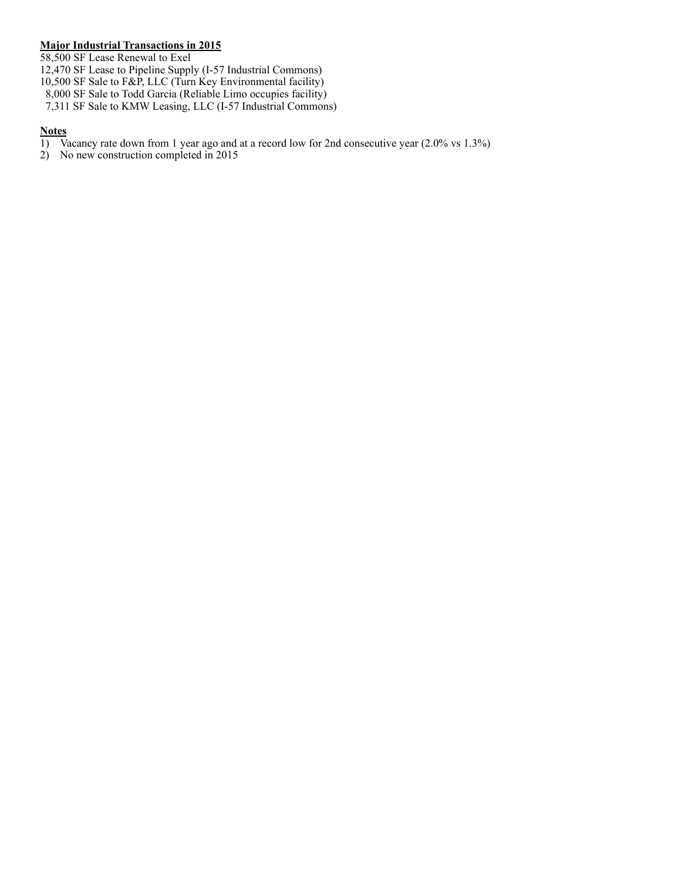**Major Industrial Transactions in 2015**

58,500 SF Lease Renewal to Exel
12,470 SF Lease to Pipeline Supply (I-57 Industrial Commons)
10,500 SF Sale to F&P, LLC (Turn Key Environmental facility)
8,000 SF Sale to Todd Garcia (Reliable Limo occupies facility)
7,311 SF Sale to KMW Leasing, LLC (I-57 Industrial Commons)

**Notes**

1) Vacancy rate down from 1 year ago and at a record low for 2nd consecutive year (2.0% vs 1.3%)
2) No new construction completed in 2015